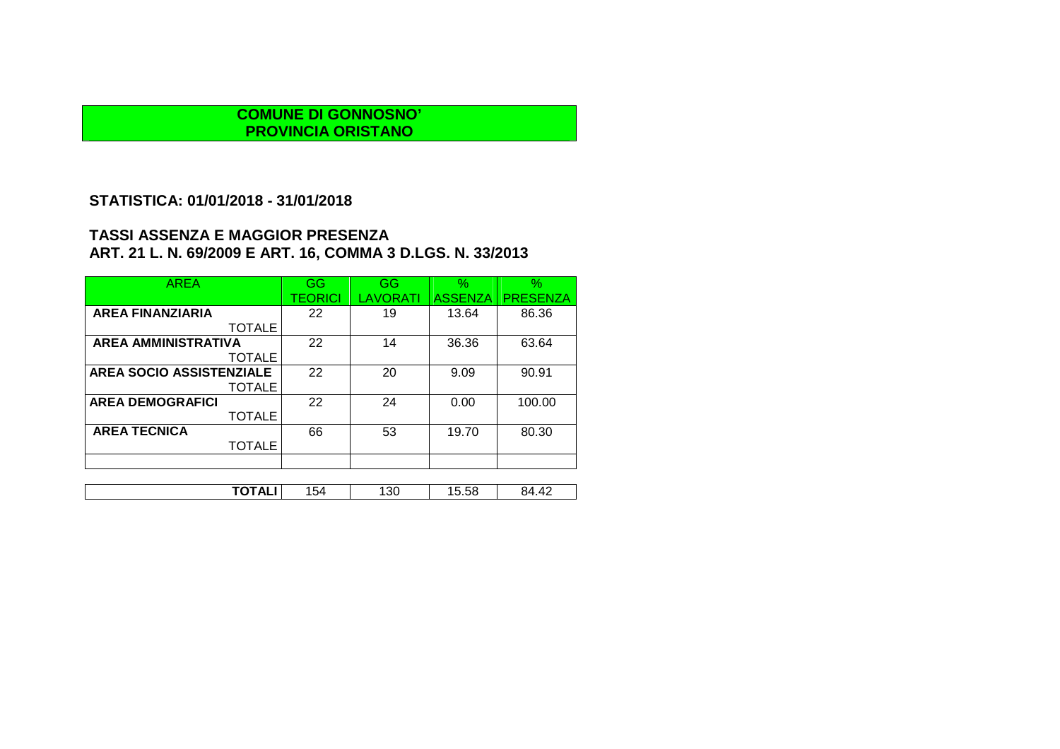**COMUNE DI GONNOSNO'**
**PROVINCIA ORISTANO**

## STATISTICA: 01/01/2018 - 31/01/2018

## TASSI ASSENZA E MAGGIOR PRESENZA
## ART. 21 L. N. 69/2009 E ART. 16, COMMA 3 D.LGS. N. 33/2013

| AREA | GG TEORICI | GG LAVORATI | % ASSENZA | % PRESENZA |
|---|---|---|---|---|
| **AREA FINANZIARIA** TOTALE | 22 | 19 | 13.64 | 86.36 |
| **AREA AMMINISTRATIVA** TOTALE | 22 | 14 | 36.36 | 63.64 |
| **AREA SOCIO ASSISTENZIALE** TOTALE | 22 | 20 | 9.09 | 90.91 |
| **AREA DEMOGRAFICI** TOTALE | 22 | 24 | 0.00 | 100.00 |
| **AREA TECNICA** TOTALE | 66 | 53 | 19.70 | 80.30 |
| | | | | |
| **TOTALI** | 154 | 130 | 15.58 | 84.42 |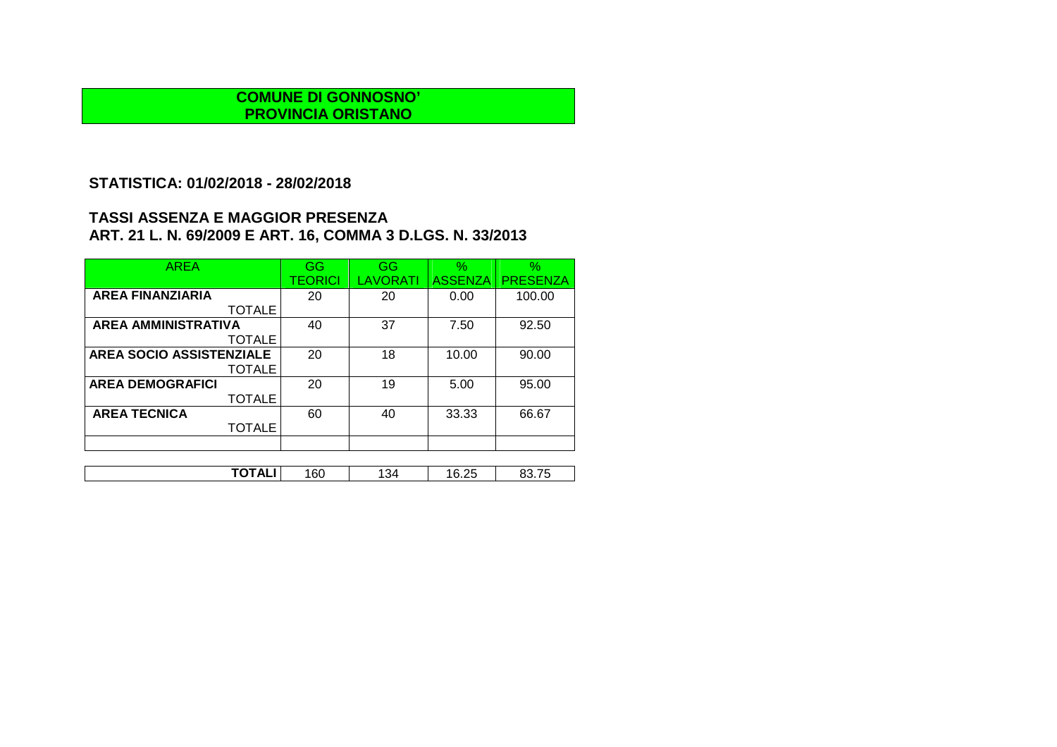**COMUNE DI GONNOSNO'**
**PROVINCIA ORISTANO**

## STATISTICA: 01/02/2018 - 28/02/2018

## TASSI ASSENZA E MAGGIOR PRESENZA
## ART. 21 L. N. 69/2009 E ART. 16, COMMA 3 D.LGS. N. 33/2013

| AREA | GG TEORICI | GG LAVORATI | % ASSENZA | % PRESENZA |
|---|---|---|---|---|
| **AREA FINANZIARIA** TOTALE | 20 | 20 | 0.00 | 100.00 |
| **AREA AMMINISTRATIVA** TOTALE | 40 | 37 | 7.50 | 92.50 |
| **AREA SOCIO ASSISTENZIALE** TOTALE | 20 | 18 | 10.00 | 90.00 |
| **AREA DEMOGRAFICI** TOTALE | 20 | 19 | 5.00 | 95.00 |
| **AREA TECNICA** TOTALE | 60 | 40 | 33.33 | 66.67 |
| | | | | |
| **TOTALI** | 160 | 134 | 16.25 | 83.75 |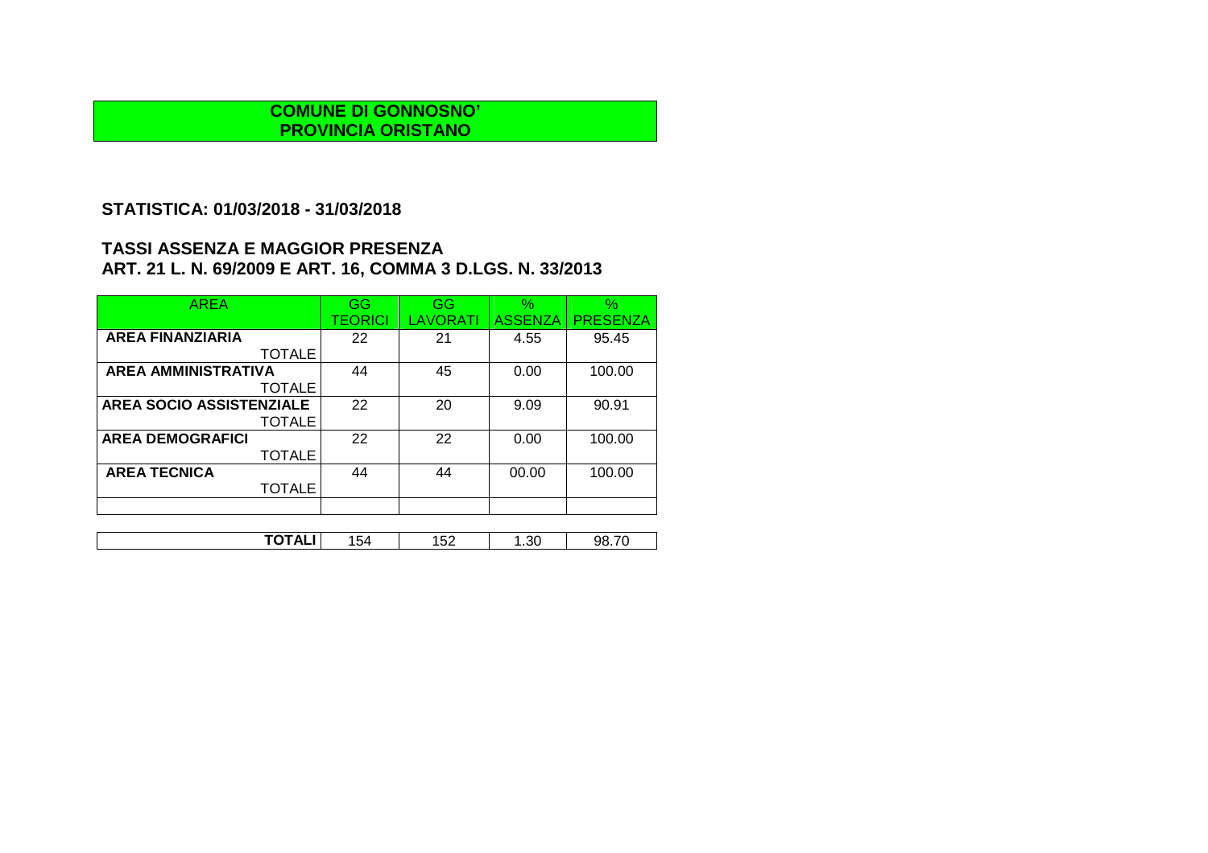**COMUNE DI GONNOSNO'**
**PROVINCIA ORISTANO**

## STATISTICA: 01/03/2018 - 31/03/2018

## TASSI ASSENZA E MAGGIOR PRESENZA
## ART. 21 L. N. 69/2009 E ART. 16, COMMA 3 D.LGS. N. 33/2013

| AREA | GG TEORICI | GG LAVORATI | % ASSENZA | % PRESENZA |
|---|---|---|---|---|
| **AREA FINANZIARIA** TOTALE | 22 | 21 | 4.55 | 95.45 |
| **AREA AMMINISTRATIVA** TOTALE | 44 | 45 | 0.00 | 100.00 |
| **AREA SOCIO ASSISTENZIALE** TOTALE | 22 | 20 | 9.09 | 90.91 |
| **AREA DEMOGRAFICI** TOTALE | 22 | 22 | 0.00 | 100.00 |
| **AREA TECNICA** TOTALE | 44 | 44 | 00.00 | 100.00 |
| | | | | |
| **TOTALI** | 154 | 152 | 1.30 | 98.70 |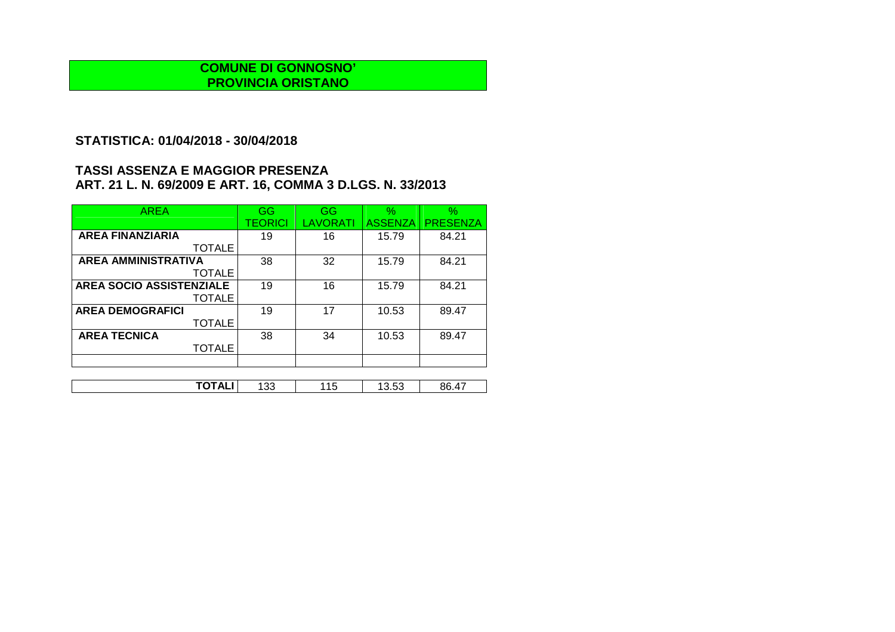**COMUNE DI GONNOSNO'**
**PROVINCIA ORISTANO**

## STATISTICA: 01/04/2018 - 30/04/2018

## TASSI ASSENZA E MAGGIOR PRESENZA
## ART. 21 L. N. 69/2009 E ART. 16, COMMA 3 D.LGS. N. 33/2013

| AREA | GG TEORICI | GG LAVORATI | % ASSENZA | % PRESENZA |
|---|---|---|---|---|
| **AREA FINANZIARIA** TOTALE | 19 | 16 | 15.79 | 84.21 |
| **AREA AMMINISTRATIVA** TOTALE | 38 | 32 | 15.79 | 84.21 |
| **AREA SOCIO ASSISTENZIALE** TOTALE | 19 | 16 | 15.79 | 84.21 |
| **AREA DEMOGRAFICI** TOTALE | 19 | 17 | 10.53 | 89.47 |
| **AREA TECNICA** TOTALE | 38 | 34 | 10.53 | 89.47 |
| | | | | |
| **TOTALI** | 133 | 115 | 13.53 | 86.47 |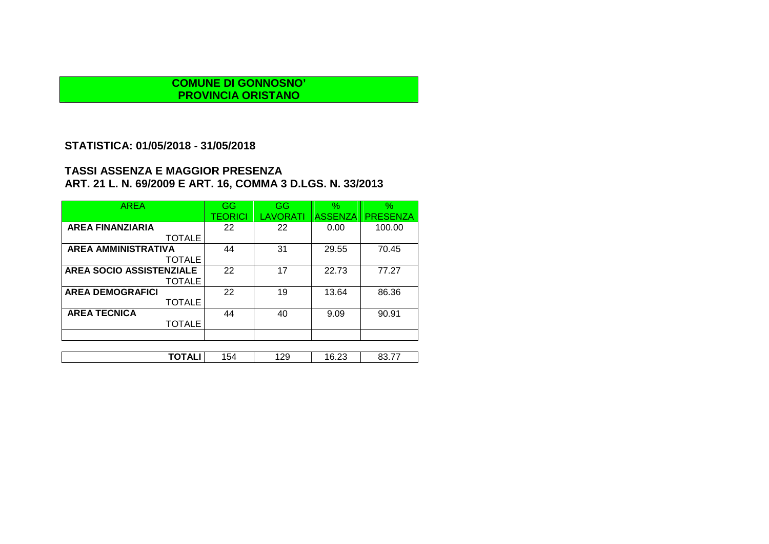**COMUNE DI GONNOSNO'**
**PROVINCIA ORISTANO**

## STATISTICA: 01/05/2018 - 31/05/2018

## TASSI ASSENZA E MAGGIOR PRESENZA
## ART. 21 L. N. 69/2009 E ART. 16, COMMA 3 D.LGS. N. 33/2013

| AREA | GG TEORICI | GG LAVORATI | % ASSENZA | % PRESENZA |
|---|---|---|---|---|
| **AREA FINANZIARIA** TOTALE | 22 | 22 | 0.00 | 100.00 |
| **AREA AMMINISTRATIVA** TOTALE | 44 | 31 | 29.55 | 70.45 |
| **AREA SOCIO ASSISTENZIALE** TOTALE | 22 | 17 | 22.73 | 77.27 |
| **AREA DEMOGRAFICI** TOTALE | 22 | 19 | 13.64 | 86.36 |
| **AREA TECNICA** TOTALE | 44 | 40 | 9.09 | 90.91 |
| | | | | |
| **TOTALI** | 154 | 129 | 16.23 | 83.77 |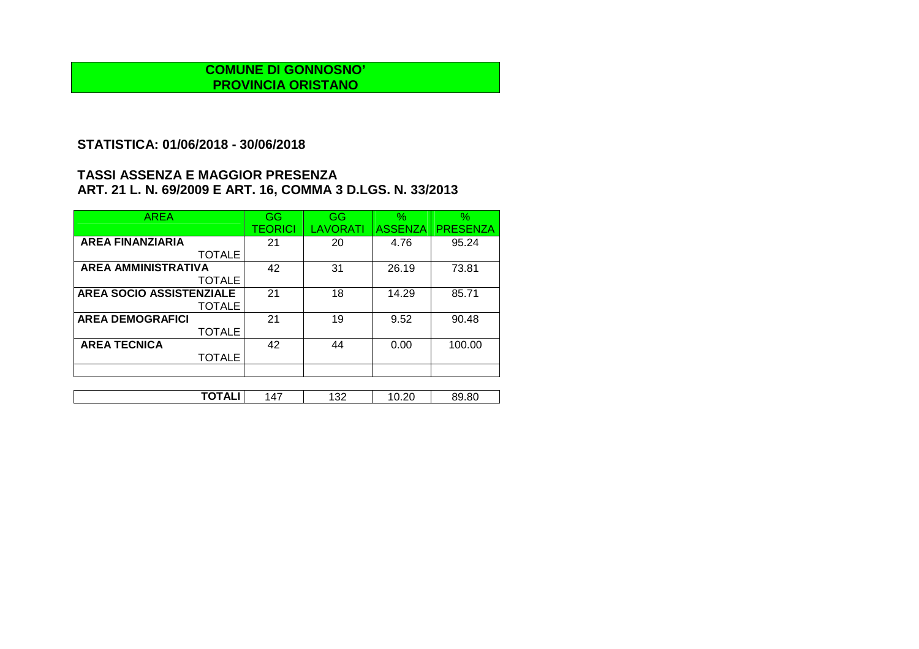**COMUNE DI GONNOSNO'**
**PROVINCIA ORISTANO**

## STATISTICA: 01/06/2018 - 30/06/2018

## TASSI ASSENZA E MAGGIOR PRESENZA
## ART. 21 L. N. 69/2009 E ART. 16, COMMA 3 D.LGS. N. 33/2013

| AREA | GG TEORICI | GG LAVORATI | % ASSENZA | % PRESENZA |
|---|---|---|---|---|
| **AREA FINANZIARIA** TOTALE | 21 | 20 | 4.76 | 95.24 |
| **AREA AMMINISTRATIVA** TOTALE | 42 | 31 | 26.19 | 73.81 |
| **AREA SOCIO ASSISTENZIALE** TOTALE | 21 | 18 | 14.29 | 85.71 |
| **AREA DEMOGRAFICI** TOTALE | 21 | 19 | 9.52 | 90.48 |
| **AREA TECNICA** TOTALE | 42 | 44 | 0.00 | 100.00 |
| | | | | |
| **TOTALI** | 147 | 132 | 10.20 | 89.80 |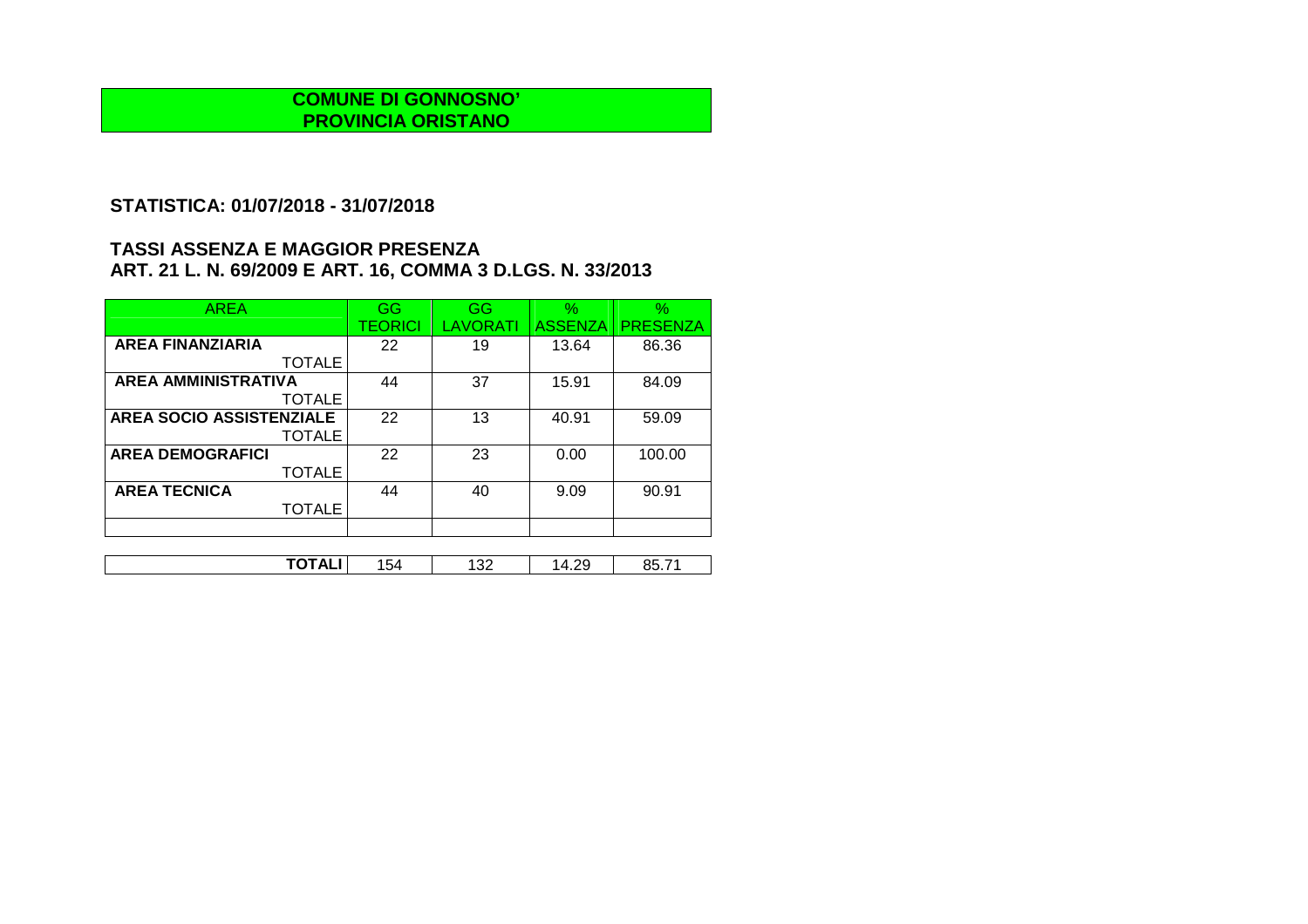**COMUNE DI GONNOSNO'**
**PROVINCIA ORISTANO**

## STATISTICA: 01/07/2018 - 31/07/2018

## TASSI ASSENZA E MAGGIOR PRESENZA
## ART. 21 L. N. 69/2009 E ART. 16, COMMA 3 D.LGS. N. 33/2013

| AREA | GG TEORICI | GG LAVORATI | % ASSENZA | % PRESENZA |
|---|---|---|---|---|
| **AREA FINANZIARIA** TOTALE | 22 | 19 | 13.64 | 86.36 |
| **AREA AMMINISTRATIVA** TOTALE | 44 | 37 | 15.91 | 84.09 |
| **AREA SOCIO ASSISTENZIALE** TOTALE | 22 | 13 | 40.91 | 59.09 |
| **AREA DEMOGRAFICI** TOTALE | 22 | 23 | 0.00 | 100.00 |
| **AREA TECNICA** TOTALE | 44 | 40 | 9.09 | 90.91 |
| | | | | |
| **TOTALI** | 154 | 132 | 14.29 | 85.71 |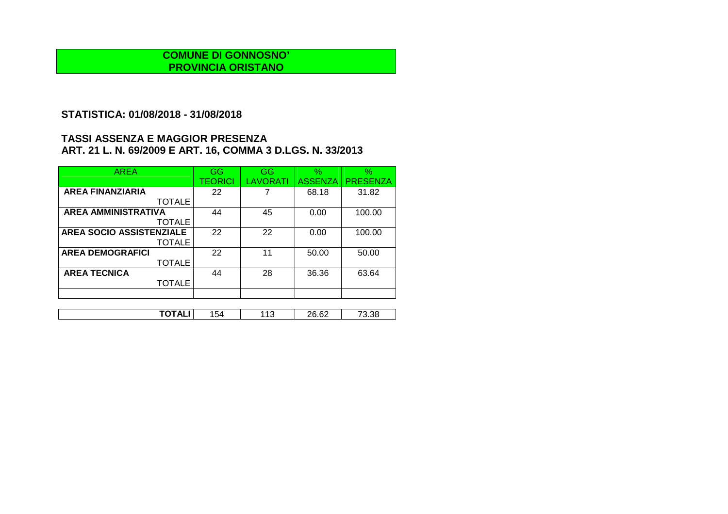**COMUNE DI GONNOSNO'**
**PROVINCIA ORISTANO**

## STATISTICA: 01/08/2018 - 31/08/2018

## TASSI ASSENZA E MAGGIOR PRESENZA
## ART. 21 L. N. 69/2009 E ART. 16, COMMA 3 D.LGS. N. 33/2013

| AREA | GG TEORICI | GG LAVORATI | % ASSENZA | % PRESENZA |
|---|---|---|---|---|
| **AREA FINANZIARIA** TOTALE | 22 | 7 | 68.18 | 31.82 |
| **AREA AMMINISTRATIVA** TOTALE | 44 | 45 | 0.00 | 100.00 |
| **AREA SOCIO ASSISTENZIALE** TOTALE | 22 | 22 | 0.00 | 100.00 |
| **AREA DEMOGRAFICI** TOTALE | 22 | 11 | 50.00 | 50.00 |
| **AREA TECNICA** TOTALE | 44 | 28 | 36.36 | 63.64 |
| | | | | |
| **TOTALI** | 154 | 113 | 26.62 | 73.38 |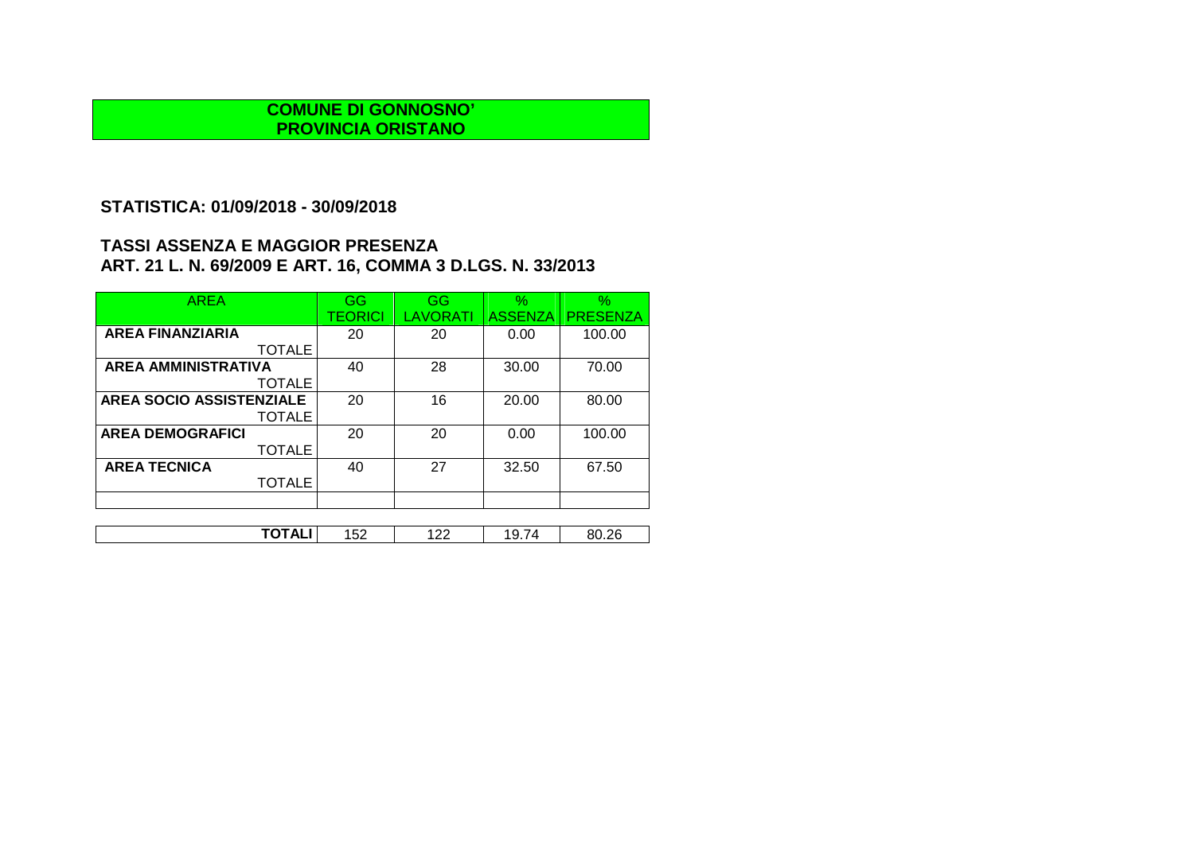**COMUNE DI GONNOSNO'**
**PROVINCIA ORISTANO**

## STATISTICA: 01/09/2018 - 30/09/2018

## TASSI ASSENZA E MAGGIOR PRESENZA
## ART. 21 L. N. 69/2009 E ART. 16, COMMA 3 D.LGS. N. 33/2013

| AREA | GG TEORICI | GG LAVORATI | % ASSENZA | % PRESENZA |
|---|---|---|---|---|
| **AREA FINANZIARIA** TOTALE | 20 | 20 | 0.00 | 100.00 |
| **AREA AMMINISTRATIVA** TOTALE | 40 | 28 | 30.00 | 70.00 |
| **AREA SOCIO ASSISTENZIALE** TOTALE | 20 | 16 | 20.00 | 80.00 |
| **AREA DEMOGRAFICI** TOTALE | 20 | 20 | 0.00 | 100.00 |
| **AREA TECNICA** TOTALE | 40 | 27 | 32.50 | 67.50 |
| | | | | |
| **TOTALI** | 152 | 122 | 19.74 | 80.26 |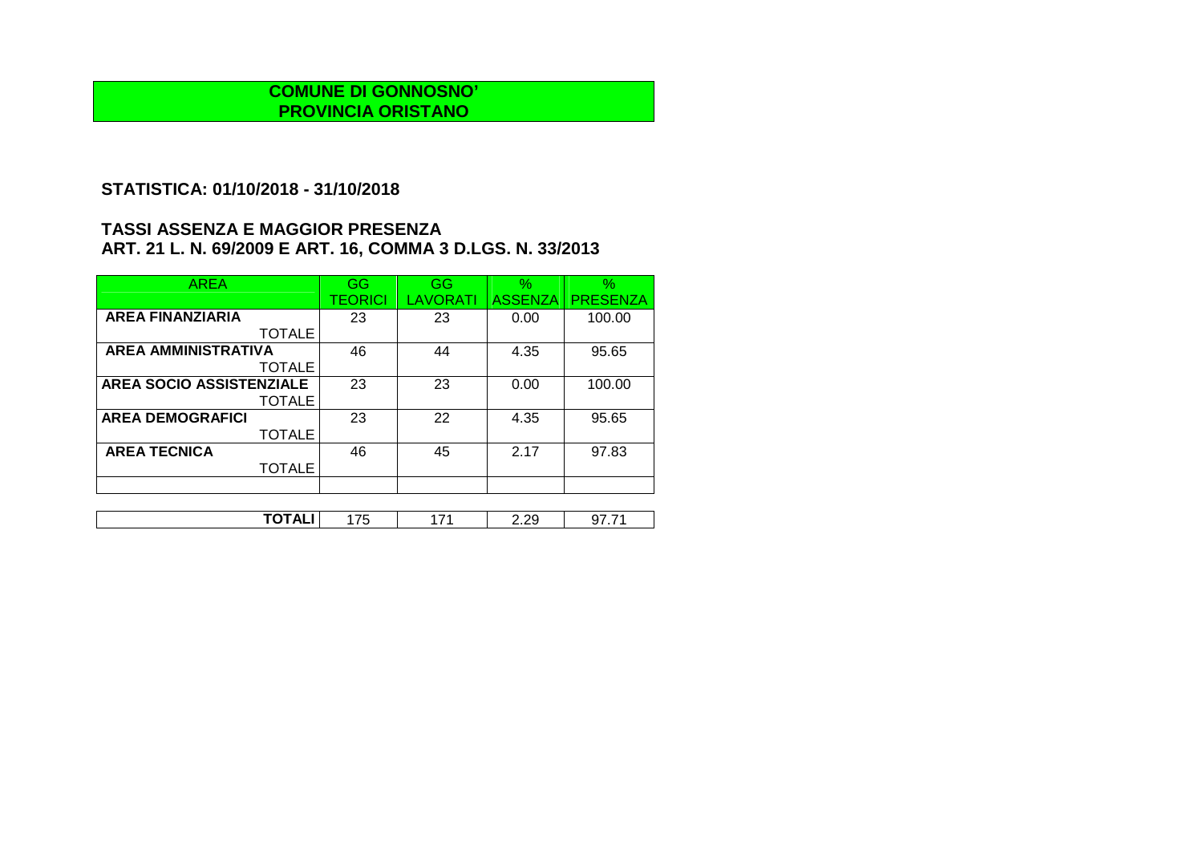**COMUNE DI GONNOSNO'**
**PROVINCIA ORISTANO**

## STATISTICA: 01/10/2018 - 31/10/2018

## TASSI ASSENZA E MAGGIOR PRESENZA
## ART. 21 L. N. 69/2009 E ART. 16, COMMA 3 D.LGS. N. 33/2013

| AREA | GG TEORICI | GG LAVORATI | % ASSENZA | % PRESENZA |
|---|---|---|---|---|
| **AREA FINANZIARIA** TOTALE | 23 | 23 | 0.00 | 100.00 |
| **AREA AMMINISTRATIVA** TOTALE | 46 | 44 | 4.35 | 95.65 |
| **AREA SOCIO ASSISTENZIALE** TOTALE | 23 | 23 | 0.00 | 100.00 |
| **AREA DEMOGRAFICI** TOTALE | 23 | 22 | 4.35 | 95.65 |
| **AREA TECNICA** TOTALE | 46 | 45 | 2.17 | 97.83 |
| | | | | |
| **TOTALI** | 175 | 171 | 2.29 | 97.71 |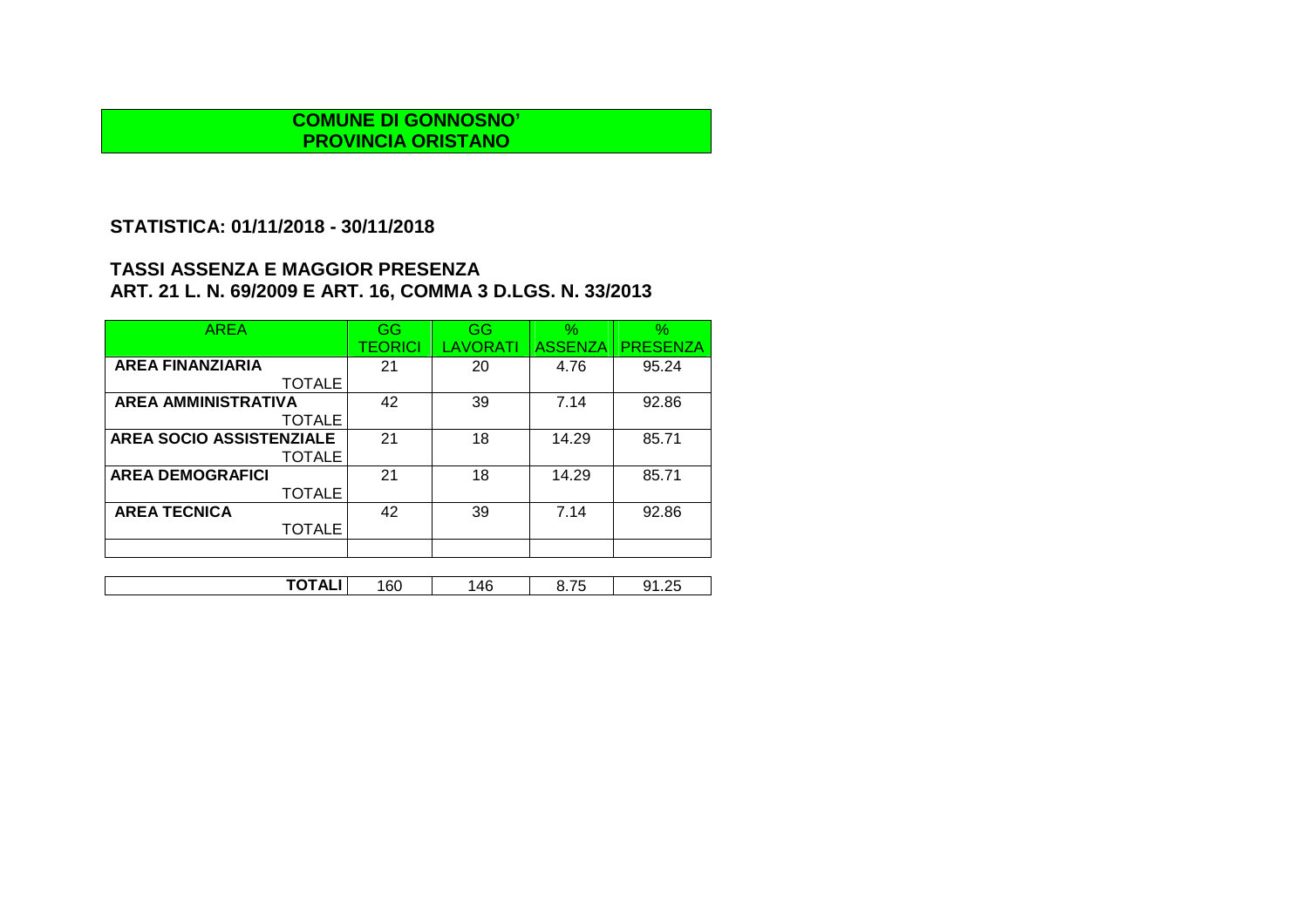**COMUNE DI GONNOSNO'**
**PROVINCIA ORISTANO**

## STATISTICA: 01/11/2018 - 30/11/2018

## TASSI ASSENZA E MAGGIOR PRESENZA
## ART. 21 L. N. 69/2009 E ART. 16, COMMA 3 D.LGS. N. 33/2013

| AREA | GG TEORICI | GG LAVORATI | % ASSENZA | % PRESENZA |
|---|---|---|---|---|
| **AREA FINANZIARIA** TOTALE | 21 | 20 | 4.76 | 95.24 |
| **AREA AMMINISTRATIVA** TOTALE | 42 | 39 | 7.14 | 92.86 |
| **AREA SOCIO ASSISTENZIALE** TOTALE | 21 | 18 | 14.29 | 85.71 |
| **AREA DEMOGRAFICI** TOTALE | 21 | 18 | 14.29 | 85.71 |
| **AREA TECNICA** TOTALE | 42 | 39 | 7.14 | 92.86 |
| | | | | |
| **TOTALI** | 160 | 146 | 8.75 | 91.25 |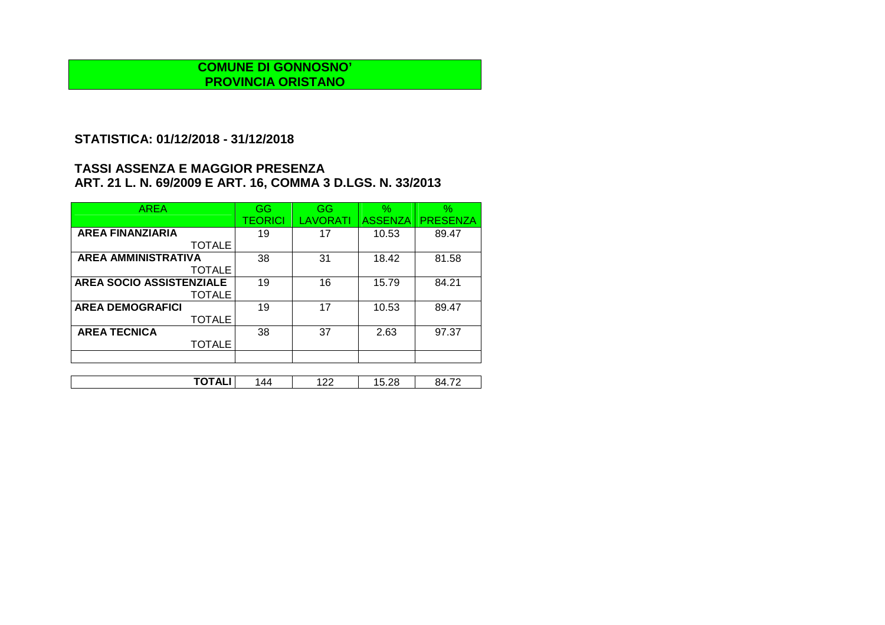**COMUNE DI GONNOSNO'**
**PROVINCIA ORISTANO**

## STATISTICA: 01/12/2018 - 31/12/2018

## TASSI ASSENZA E MAGGIOR PRESENZA
## ART. 21 L. N. 69/2009 E ART. 16, COMMA 3 D.LGS. N. 33/2013

| AREA | GG TEORICI | GG LAVORATI | % ASSENZA | % PRESENZA |
|---|---|---|---|---|
| **AREA FINANZIARIA** TOTALE | 19 | 17 | 10.53 | 89.47 |
| **AREA AMMINISTRATIVA** TOTALE | 38 | 31 | 18.42 | 81.58 |
| **AREA SOCIO ASSISTENZIALE** TOTALE | 19 | 16 | 15.79 | 84.21 |
| **AREA DEMOGRAFICI** TOTALE | 19 | 17 | 10.53 | 89.47 |
| **AREA TECNICA** TOTALE | 38 | 37 | 2.63 | 97.37 |
| | | | | |
| **TOTALI** | 144 | 122 | 15.28 | 84.72 |